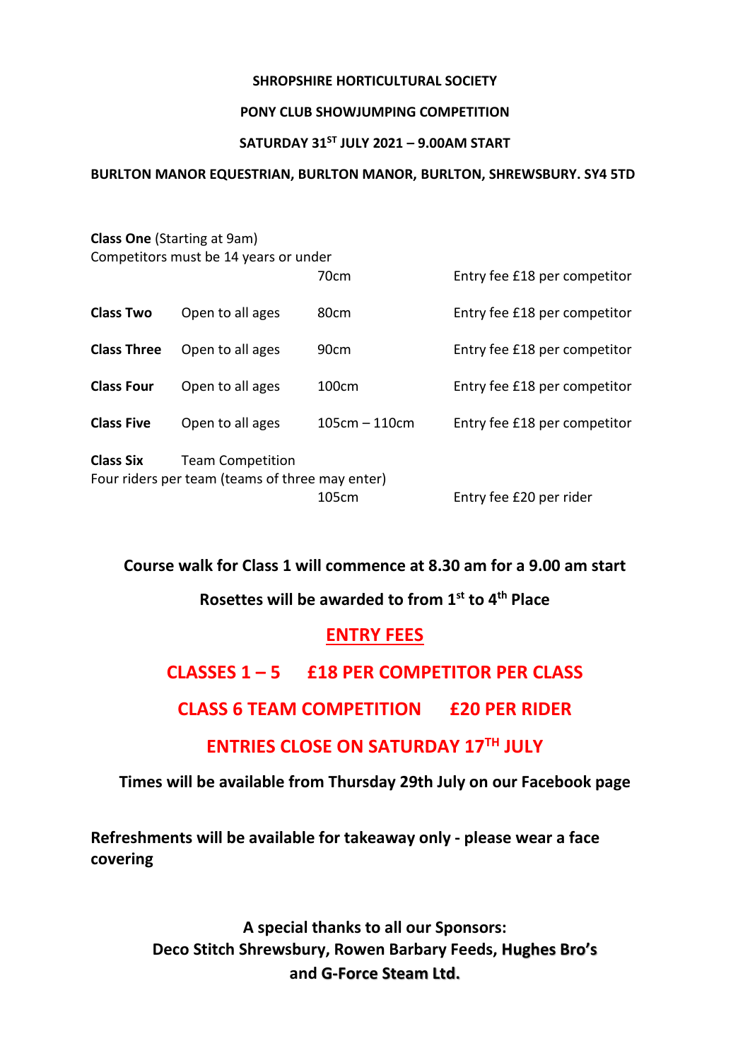**SHROPSHIRE HORTICULTURAL SOCIETY**

**PONY CLUB SHOWJUMPING COMPETITION**

**SATURDAY 31ST JULY 2021 – 9.00AM START**

**BURLTON MANOR EQUESTRIAN, BURLTON MANOR, BURLTON, SHREWSBURY. SY4 5TD**

**Class One** (Starting at 9am)
Competitors must be 14 years or under

| | | | |
|---|---|---|---|
| | | 70cm | Entry fee £18 per competitor |
| **Class Two** | Open to all ages | 80cm | Entry fee £18 per competitor |
| **Class Three** | Open to all ages | 90cm | Entry fee £18 per competitor |
| **Class Four** | Open to all ages | 100cm | Entry fee £18 per competitor |
| **Class Five** | Open to all ages | 105cm – 110cm | Entry fee £18 per competitor |

**Class Six** Team Competition
Four riders per team (teams of three may enter)

| | | | |
|---|---|---|---|
| | | 105cm | Entry fee £20 per rider |

**Course walk for Class 1 will commence at 8.30 am for a 9.00 am start**

**Rosettes will be awarded to from 1st to 4th Place**

## ENTRY FEES

**CLASSES 1 – 5 £18 PER COMPETITOR PER CLASS**

**CLASS 6 TEAM COMPETITION £20 PER RIDER**

**ENTRIES CLOSE ON SATURDAY 17TH JULY**

**Times will be available from Thursday 29th July on our Facebook page**

**Refreshments will be available for takeaway only - please wear a face covering**

**A special thanks to all our Sponsors:**
**Deco Stitch Shrewsbury, Rowen Barbary Feeds, Hughes Bro's and G-Force Steam Ltd.**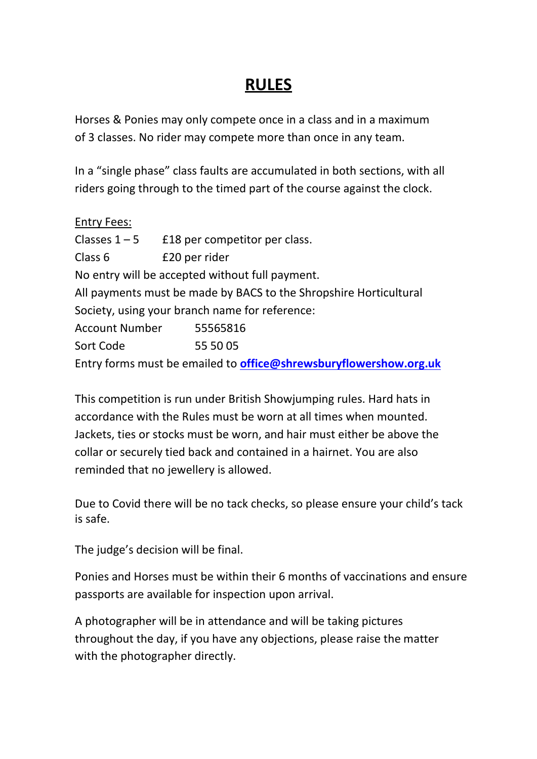# RULES

Horses & Ponies may only compete once in a class and in a maximum of 3 classes. No rider may compete more than once in any team.

In a "single phase" class faults are accumulated in both sections, with all riders going through to the timed part of the course against the clock.

Entry Fees:

| | |
|---|---|
| Classes 1 – 5 | £18 per competitor per class. |
| Class 6 | £20 per rider |

No entry will be accepted without full payment.

All payments must be made by BACS to the Shropshire Horticultural Society, using your branch name for reference:

| | |
|---|---|
| Account Number | 55565816 |
| Sort Code | 55 50 05 |

Entry forms must be emailed to **office@shrewsburyflowershow.org.uk**

This competition is run under British Showjumping rules. Hard hats in accordance with the Rules must be worn at all times when mounted. Jackets, ties or stocks must be worn, and hair must either be above the collar or securely tied back and contained in a hairnet. You are also reminded that no jewellery is allowed.

Due to Covid there will be no tack checks, so please ensure your child's tack is safe.

The judge's decision will be final.

Ponies and Horses must be within their 6 months of vaccinations and ensure passports are available for inspection upon arrival.

A photographer will be in attendance and will be taking pictures throughout the day, if you have any objections, please raise the matter with the photographer directly.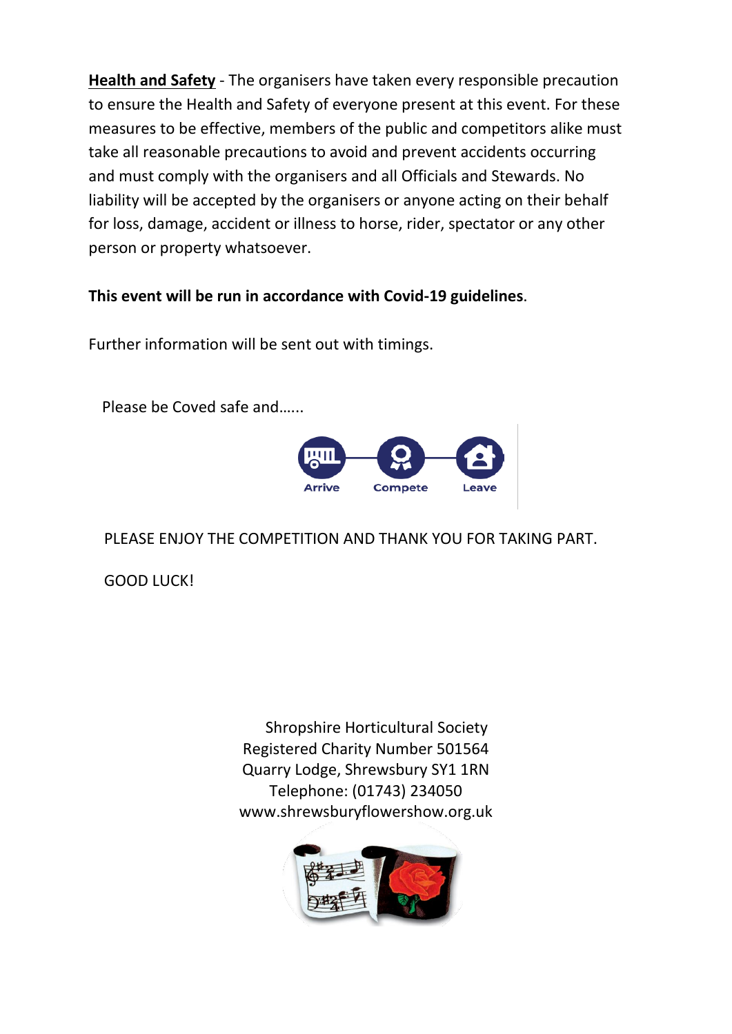**Health and Safety** - The organisers have taken every responsible precaution to ensure the Health and Safety of everyone present at this event. For these measures to be effective, members of the public and competitors alike must take all reasonable precautions to avoid and prevent accidents occurring and must comply with the organisers and all Officials and Stewards. No liability will be accepted by the organisers or anyone acting on their behalf for loss, damage, accident or illness to horse, rider, spectator or any other person or property whatsoever.

**This event will be run in accordance with Covid-19 guidelines**.

Further information will be sent out with timings.

Please be Coved safe and......

Arrive Compete Leave

PLEASE ENJOY THE COMPETITION AND THANK YOU FOR TAKING PART.

GOOD LUCK!

Shropshire Horticultural Society
Registered Charity Number 501564
Quarry Lodge, Shrewsbury SY1 1RN
Telephone: (01743) 234050
www.shrewsburyflowershow.org.uk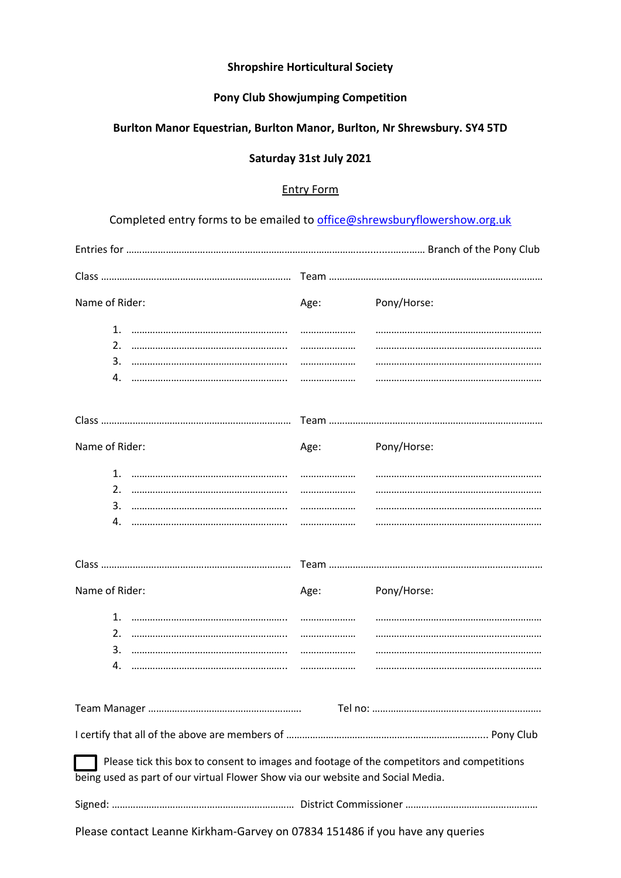**Shropshire Horticultural Society**

**Pony Club Showjumping Competition**

**Burlton Manor Equestrian, Burlton Manor, Burlton, Nr Shrewsbury. SY4 5TD**

**Saturday 31st July 2021**

Entry Form

Completed entry forms to be emailed to office@shrewsburyflowershow.org.uk

Entries for ……………………………………………………………………………………………… Branch of the Pony Club

Class ……………………………………………………………… Team ………………………………………………………………………

| Name of Rider: | Age: | Pony/Horse: |
|---|---|---|
| 1. …………………………………………………… | ………………… | ………………………………………………………… |
| 2. …………………………………………………… | ………………… | ………………………………………………………… |
| 3. …………………………………………………… | ………………… | ………………………………………………………… |
| 4. …………………………………………………… | ………………… | ………………………………………………………… |

Class ……………………………………………………………… Team ………………………………………………………………………

| Name of Rider: | Age: | Pony/Horse: |
|---|---|---|
| 1. …………………………………………………… | ………………… | ………………………………………………………… |
| 2. …………………………………………………… | ………………… | ………………………………………………………… |
| 3. …………………………………………………… | ………………… | ………………………………………………………… |
| 4. …………………………………………………… | ………………… | ………………………………………………………… |

Class ……………………………………………………………… Team ………………………………………………………………………

| Name of Rider: | Age: | Pony/Horse: |
|---|---|---|
| 1. …………………………………………………… | ………………… | ………………………………………………………… |
| 2. …………………………………………………… | ………………… | ………………………………………………………… |
| 3. …………………………………………………… | ………………… | ………………………………………………………… |
| 4. …………………………………………………… | ………………… | ………………………………………………………… |

Team Manager …………………………………………………… Tel no: …………………………………………………………

I certify that all of the above are members of ……………………………………………………………………. Pony Club

☐ Please tick this box to consent to images and footage of the competitors and competitions being used as part of our virtual Flower Show via our website and Social Media.

Signed: …………………………………………………………… District Commissioner ……………………………………………

Please contact Leanne Kirkham-Garvey on 07834 151486 if you have any queries